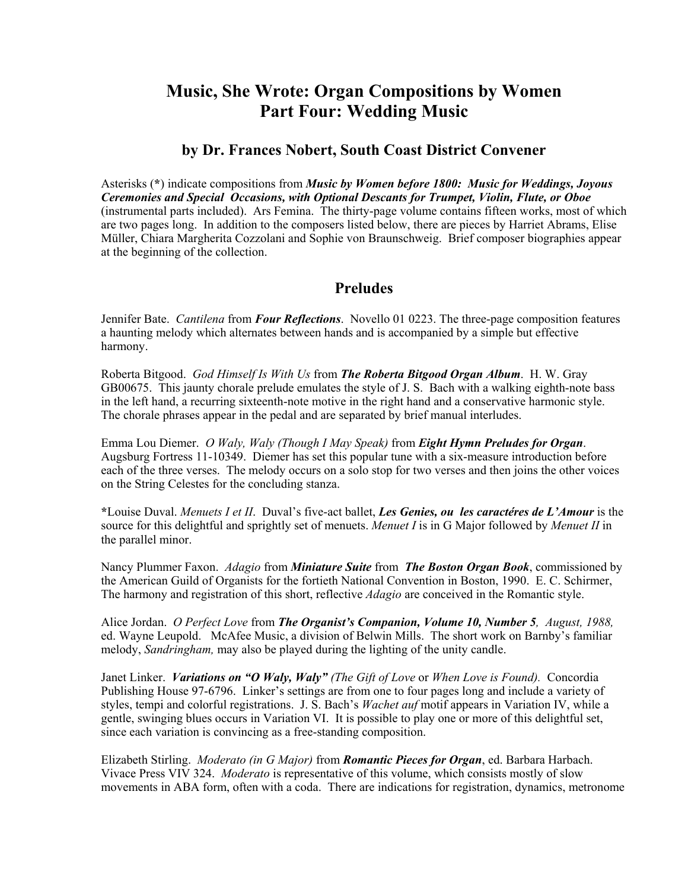# Music, She Wrote: Organ Compositions by Women
# Part Four: Wedding Music

### by Dr. Frances Nobert, South Coast District Convener

Asterisks (*) indicate compositions from ***Music by Women before 1800: Music for Weddings, Joyous Ceremonies and Special Occasions, with Optional Descants for Trumpet, Violin, Flute, or Oboe*** (instrumental parts included). Ars Femina. The thirty-page volume contains fifteen works, most of which are two pages long. In addition to the composers listed below, there are pieces by Harriet Abrams, Elise Müller, Chiara Margherita Cozzolani and Sophie von Braunschweig. Brief composer biographies appear at the beginning of the collection.

## Preludes

Jennifer Bate. *Cantilena* from ***Four Reflections***. Novello 01 0223. The three-page composition features a haunting melody which alternates between hands and is accompanied by a simple but effective harmony.

Roberta Bitgood. *God Himself Is With Us* from ***The Roberta Bitgood Organ Album***. H. W. Gray GB00675. This jaunty chorale prelude emulates the style of J. S. Bach with a walking eighth-note bass in the left hand, a recurring sixteenth-note motive in the right hand and a conservative harmonic style. The chorale phrases appear in the pedal and are separated by brief manual interludes.

Emma Lou Diemer. *O Waly, Waly (Though I May Speak)* from ***Eight Hymn Preludes for Organ***. Augsburg Fortress 11-10349. Diemer has set this popular tune with a six-measure introduction before each of the three verses. The melody occurs on a solo stop for two verses and then joins the other voices on the String Celestes for the concluding stanza.

*Louise Duval. *Menuets I et II*. Duval's five-act ballet, ***Les Genies, ou les caractéres de L'Amour*** is the source for this delightful and sprightly set of menuets. *Menuet I* is in G Major followed by *Menuet II* in the parallel minor.

Nancy Plummer Faxon. *Adagio* from ***Miniature Suite*** from ***The Boston Organ Book***, commissioned by the American Guild of Organists for the fortieth National Convention in Boston, 1990. E. C. Schirmer, The harmony and registration of this short, reflective *Adagio* are conceived in the Romantic style.

Alice Jordan. *O Perfect Love* from ***The Organist's Companion, Volume 10, Number 5****, August, 1988,* ed. Wayne Leupold. McAfee Music, a division of Belwin Mills. The short work on Barnby's familiar melody, *Sandringham,* may also be played during the lighting of the unity candle.

Janet Linker. ***Variations on "O Waly, Waly"*** *(The Gift of Love* or *When Love is Found).* Concordia Publishing House 97-6796. Linker's settings are from one to four pages long and include a variety of styles, tempi and colorful registrations. J. S. Bach's *Wachet auf* motif appears in Variation IV, while a gentle, swinging blues occurs in Variation VI. It is possible to play one or more of this delightful set, since each variation is convincing as a free-standing composition.

Elizabeth Stirling. *Moderato (in G Major)* from ***Romantic Pieces for Organ***, ed. Barbara Harbach. Vivace Press VIV 324. *Moderato* is representative of this volume, which consists mostly of slow movements in ABA form, often with a coda. There are indications for registration, dynamics, metronome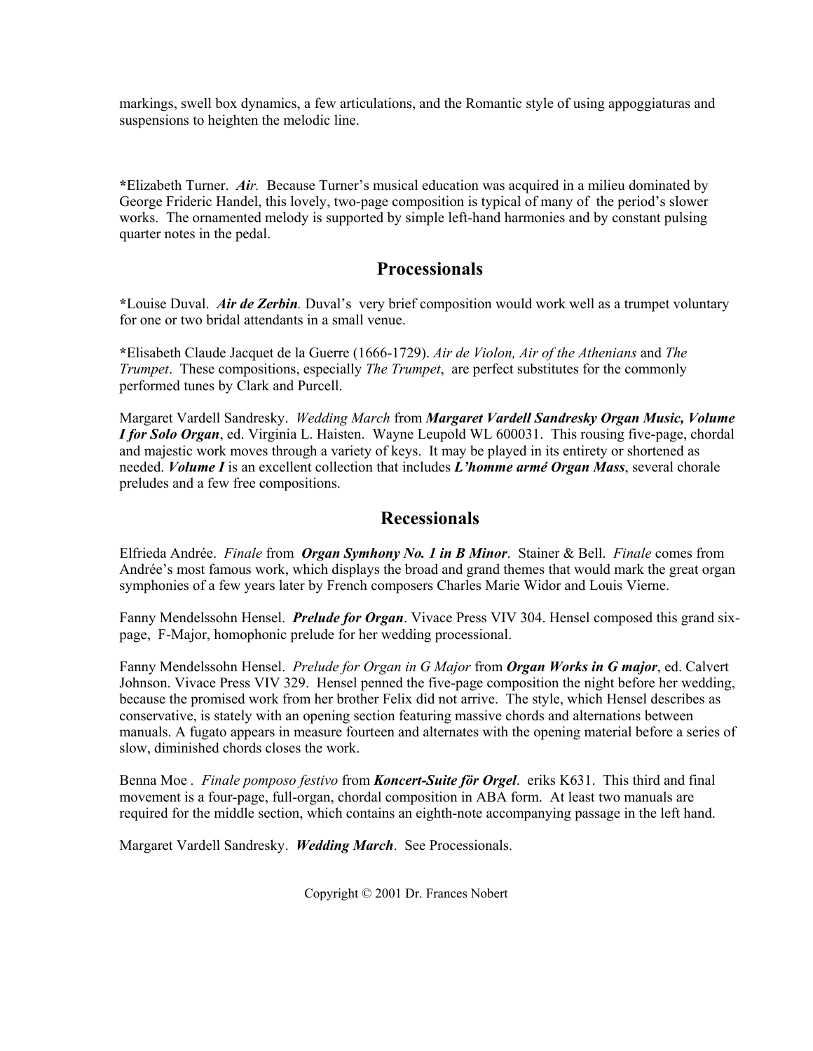markings, swell box dynamics, a few articulations, and the Romantic style of using appoggiaturas and suspensions to heighten the melodic line.

**\***Elizabeth Turner. ***Air**.* Because Turner's musical education was acquired in a milieu dominated by George Frideric Handel, this lovely, two-page composition is typical of many of the period's slower works. The ornamented melody is supported by simple left-hand harmonies and by constant pulsing quarter notes in the pedal.

## Processionals

**\***Louise Duval. ***Air de Zerbin**.* Duval's very brief composition would work well as a trumpet voluntary for one or two bridal attendants in a small venue.

**\***Elisabeth Claude Jacquet de la Guerre (1666-1729). *Air de Violon, Air of the Athenians* and *The Trumpet*. These compositions, especially *The Trumpet*, are perfect substitutes for the commonly performed tunes by Clark and Purcell.

Margaret Vardell Sandresky. *Wedding March* from ***Margaret Vardell Sandresky Organ Music, Volume I for Solo Organ***, ed. Virginia L. Haisten. Wayne Leupold WL 600031. This rousing five-page, chordal and majestic work moves through a variety of keys. It may be played in its entirety or shortened as needed. ***Volume I*** is an excellent collection that includes ***L'homme armé Organ Mass***, several chorale preludes and a few free compositions.

## Recessionals

Elfrieda Andrée. *Finale* from ***Organ Symphony No. 1 in B Minor***. Stainer & Bell. *Finale* comes from Andrée's most famous work, which displays the broad and grand themes that would mark the great organ symphonies of a few years later by French composers Charles Marie Widor and Louis Vierne.

Fanny Mendelssohn Hensel. ***Prelude for Organ***. Vivace Press VIV 304. Hensel composed this grand six-page, F-Major, homophonic prelude for her wedding processional.

Fanny Mendelssohn Hensel. *Prelude for Organ in G Major* from ***Organ Works in G major***, ed. Calvert Johnson. Vivace Press VIV 329. Hensel penned the five-page composition the night before her wedding, because the promised work from her brother Felix did not arrive. The style, which Hensel describes as conservative, is stately with an opening section featuring massive chords and alternations between manuals. A fugato appears in measure fourteen and alternates with the opening material before a series of slow, diminished chords closes the work.

Benna Moe . *Finale pomposo festivo* from ***Koncert-Suite för Orgel***. eriks K631. This third and final movement is a four-page, full-organ, chordal composition in ABA form. At least two manuals are required for the middle section, which contains an eighth-note accompanying passage in the left hand.

Margaret Vardell Sandresky. ***Wedding March***. See Processionals.

Copyright © 2001 Dr. Frances Nobert